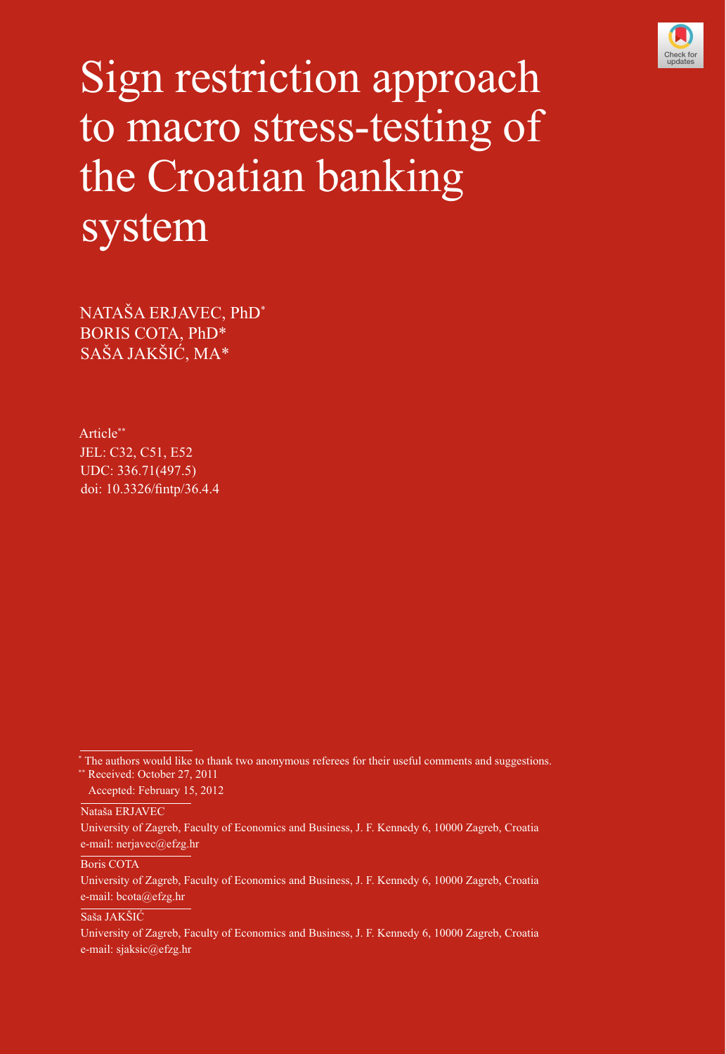# Sign restriction approach to macro stress-testing of the Croatian banking system

NATAŠA ERJAVEC, PhD*
BORIS COTA, PhD*
SAŠA JAKŠIĆ, MA*

Article**
JEL: C32, C51, E52
UDC: 336.71(497.5)
doi: 10.3326/fintp/36.4.4

---

* The authors would like to thank two anonymous referees for their useful comments and suggestions.

** Received: October 27, 2011
Accepted: February 15, 2012

Nataša ERJAVEC
University of Zagreb, Faculty of Economics and Business, J. F. Kennedy 6, 10000 Zagreb, Croatia
e-mail: nerjavec@efzg.hr

Boris COTA
University of Zagreb, Faculty of Economics and Business, J. F. Kennedy 6, 10000 Zagreb, Croatia
e-mail: bcota@efzg.hr

Saša JAKŠIĆ
University of Zagreb, Faculty of Economics and Business, J. F. Kennedy 6, 10000 Zagreb, Croatia
e-mail: sjaksic@efzg.hr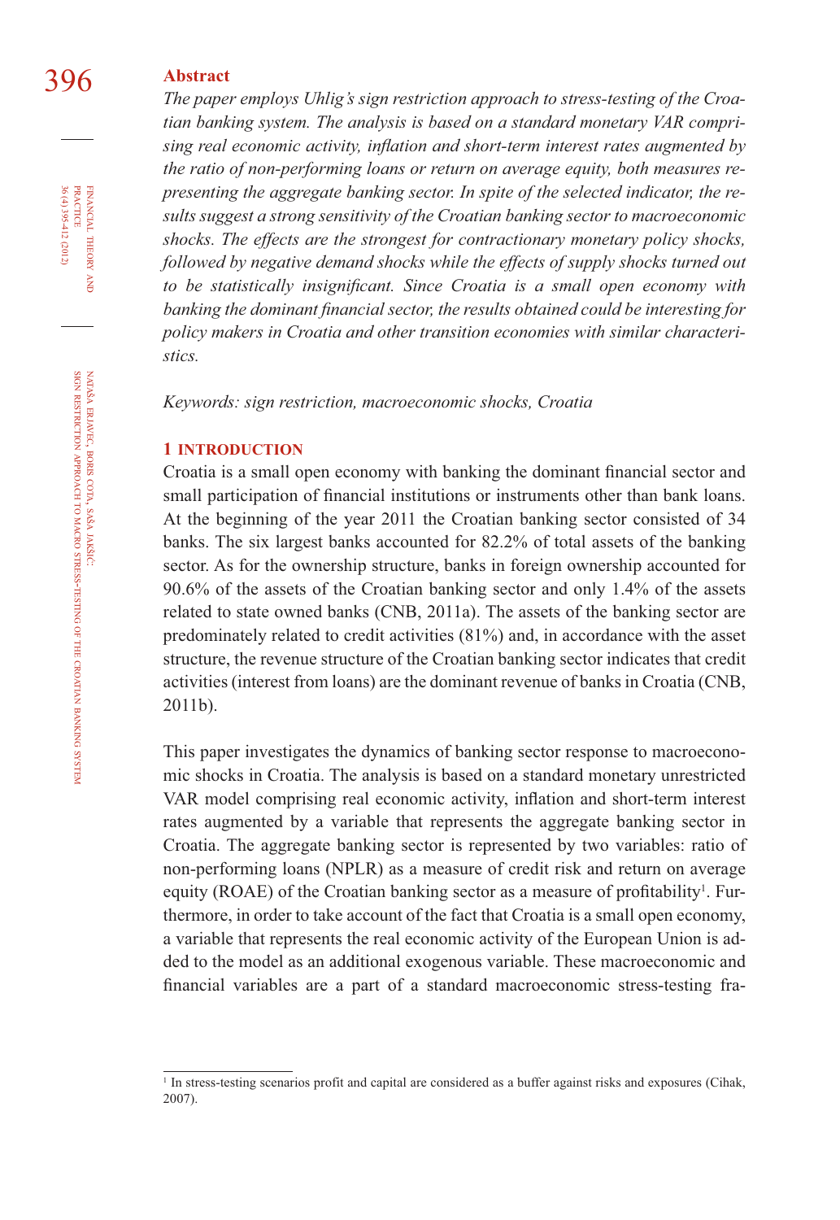**Abstract**

*The paper employs Uhlig's sign restriction approach to stress-testing of the Croatian banking system. The analysis is based on a standard monetary VAR comprising real economic activity, inflation and short-term interest rates augmented by the ratio of non-performing loans or return on average equity, both measures representing the aggregate banking sector. In spite of the selected indicator, the results suggest a strong sensitivity of the Croatian banking sector to macroeconomic shocks. The effects are the strongest for contractionary monetary policy shocks, followed by negative demand shocks while the effects of supply shocks turned out to be statistically insignificant. Since Croatia is a small open economy with banking the dominant financial sector, the results obtained could be interesting for policy makers in Croatia and other transition economies with similar characteristics.*

*Keywords: sign restriction, macroeconomic shocks, Croatia*

## 1 INTRODUCTION

Croatia is a small open economy with banking the dominant financial sector and small participation of financial institutions or instruments other than bank loans. At the beginning of the year 2011 the Croatian banking sector consisted of 34 banks. The six largest banks accounted for 82.2% of total assets of the banking sector. As for the ownership structure, banks in foreign ownership accounted for 90.6% of the assets of the Croatian banking sector and only 1.4% of the assets related to state owned banks (CNB, 2011a). The assets of the banking sector are predominately related to credit activities (81%) and, in accordance with the asset structure, the revenue structure of the Croatian banking sector indicates that credit activities (interest from loans) are the dominant revenue of banks in Croatia (CNB, 2011b).

This paper investigates the dynamics of banking sector response to macroeconomic shocks in Croatia. The analysis is based on a standard monetary unrestricted VAR model comprising real economic activity, inflation and short-term interest rates augmented by a variable that represents the aggregate banking sector in Croatia. The aggregate banking sector is represented by two variables: ratio of non-performing loans (NPLR) as a measure of credit risk and return on average equity (ROAE) of the Croatian banking sector as a measure of profitability[1]. Furthermore, in order to take account of the fact that Croatia is a small open economy, a variable that represents the real economic activity of the European Union is added to the model as an additional exogenous variable. These macroeconomic and financial variables are a part of a standard macroeconomic stress-testing fra-

[1] In stress-testing scenarios profit and capital are considered as a buffer against risks and exposures (Cihak, 2007).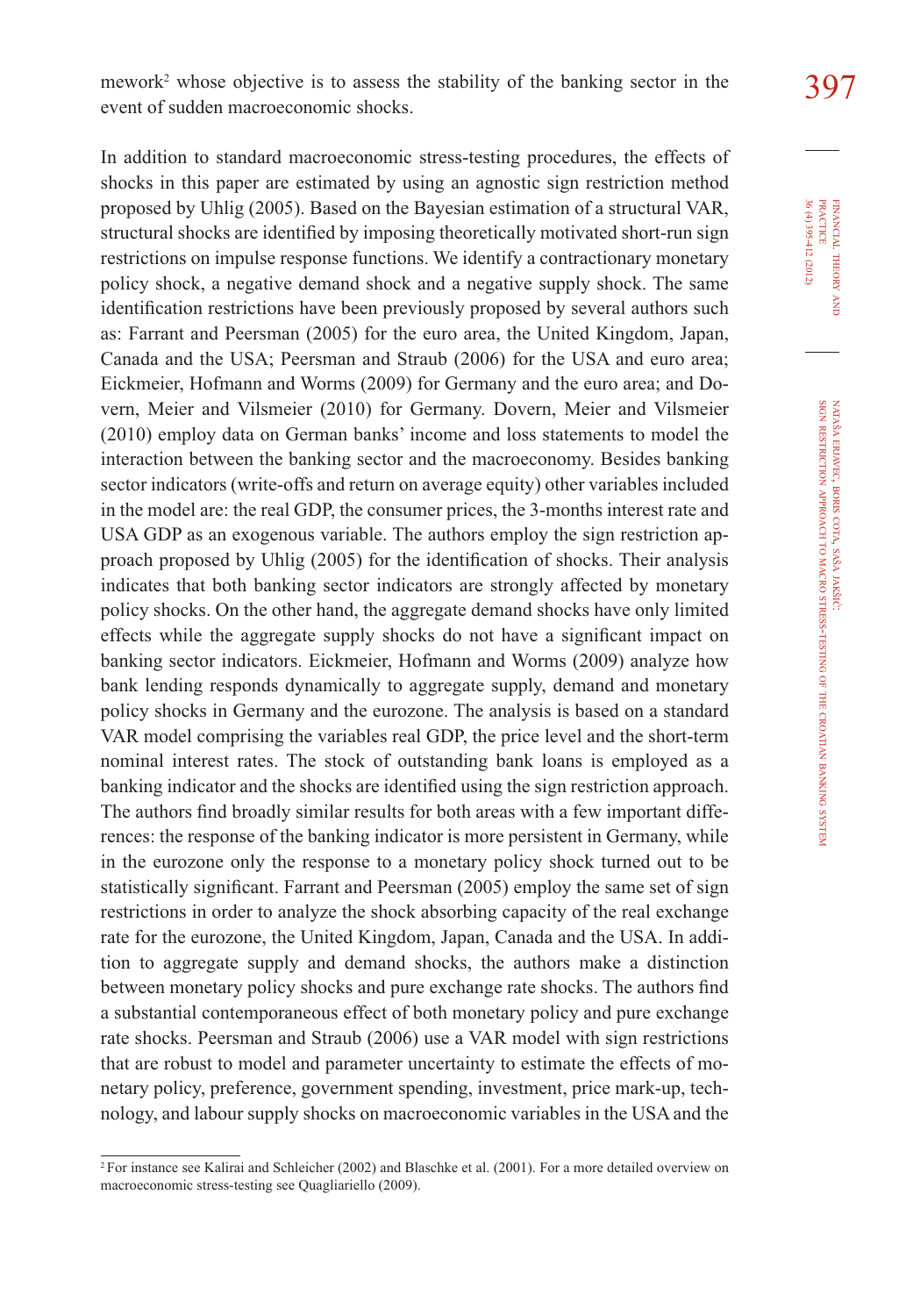mework[2] whose objective is to assess the stability of the banking sector in the event of sudden macroeconomic shocks.

In addition to standard macroeconomic stress-testing procedures, the effects of shocks in this paper are estimated by using an agnostic sign restriction method proposed by Uhlig (2005). Based on the Bayesian estimation of a structural VAR, structural shocks are identified by imposing theoretically motivated short-run sign restrictions on impulse response functions. We identify a contractionary monetary policy shock, a negative demand shock and a negative supply shock. The same identification restrictions have been previously proposed by several authors such as: Farrant and Peersman (2005) for the euro area, the United Kingdom, Japan, Canada and the USA; Peersman and Straub (2006) for the USA and euro area; Eickmeier, Hofmann and Worms (2009) for Germany and the euro area; and Dovern, Meier and Vilsmeier (2010) for Germany. Dovern, Meier and Vilsmeier (2010) employ data on German banks' income and loss statements to model the interaction between the banking sector and the macroeconomy. Besides banking sector indicators (write-offs and return on average equity) other variables included in the model are: the real GDP, the consumer prices, the 3-months interest rate and USA GDP as an exogenous variable. The authors employ the sign restriction approach proposed by Uhlig (2005) for the identification of shocks. Their analysis indicates that both banking sector indicators are strongly affected by monetary policy shocks. On the other hand, the aggregate demand shocks have only limited effects while the aggregate supply shocks do not have a significant impact on banking sector indicators. Eickmeier, Hofmann and Worms (2009) analyze how bank lending responds dynamically to aggregate supply, demand and monetary policy shocks in Germany and the eurozone. The analysis is based on a standard VAR model comprising the variables real GDP, the price level and the short-term nominal interest rates. The stock of outstanding bank loans is employed as a banking indicator and the shocks are identified using the sign restriction approach. The authors find broadly similar results for both areas with a few important differences: the response of the banking indicator is more persistent in Germany, while in the eurozone only the response to a monetary policy shock turned out to be statistically significant. Farrant and Peersman (2005) employ the same set of sign restrictions in order to analyze the shock absorbing capacity of the real exchange rate for the eurozone, the United Kingdom, Japan, Canada and the USA. In addition to aggregate supply and demand shocks, the authors make a distinction between monetary policy shocks and pure exchange rate shocks. The authors find a substantial contemporaneous effect of both monetary policy and pure exchange rate shocks. Peersman and Straub (2006) use a VAR model with sign restrictions that are robust to model and parameter uncertainty to estimate the effects of monetary policy, preference, government spending, investment, price mark-up, technology, and labour supply shocks on macroeconomic variables in the USA and the

[2] For instance see Kalirai and Schleicher (2002) and Blaschke et al. (2001). For a more detailed overview on macroeconomic stress-testing see Quagliariello (2009).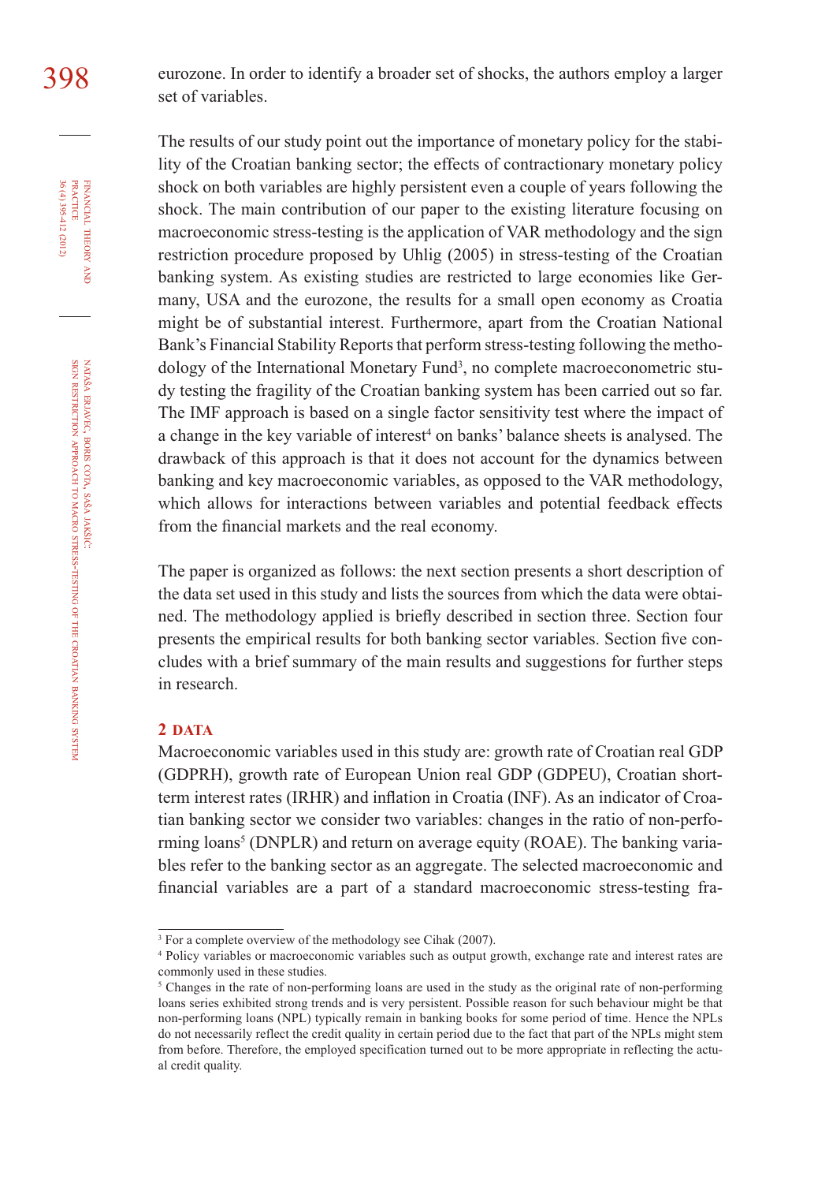eurozone. In order to identify a broader set of shocks, the authors employ a larger set of variables.

The results of our study point out the importance of monetary policy for the stability of the Croatian banking sector; the effects of contractionary monetary policy shock on both variables are highly persistent even a couple of years following the shock. The main contribution of our paper to the existing literature focusing on macroeconomic stress-testing is the application of VAR methodology and the sign restriction procedure proposed by Uhlig (2005) in stress-testing of the Croatian banking system. As existing studies are restricted to large economies like Germany, USA and the eurozone, the results for a small open economy as Croatia might be of substantial interest. Furthermore, apart from the Croatian National Bank's Financial Stability Reports that perform stress-testing following the methodology of the International Monetary Fund[3], no complete macroeconometric study testing the fragility of the Croatian banking system has been carried out so far. The IMF approach is based on a single factor sensitivity test where the impact of a change in the key variable of interest[4] on banks' balance sheets is analysed. The drawback of this approach is that it does not account for the dynamics between banking and key macroeconomic variables, as opposed to the VAR methodology, which allows for interactions between variables and potential feedback effects from the financial markets and the real economy.

The paper is organized as follows: the next section presents a short description of the data set used in this study and lists the sources from which the data were obtained. The methodology applied is briefly described in section three. Section four presents the empirical results for both banking sector variables. Section five concludes with a brief summary of the main results and suggestions for further steps in research.

## 2 DATA

Macroeconomic variables used in this study are: growth rate of Croatian real GDP (GDPRH), growth rate of European Union real GDP (GDPEU), Croatian short-term interest rates (IRHR) and inflation in Croatia (INF). As an indicator of Croatian banking sector we consider two variables: changes in the ratio of non-performing loans[5] (DNPLR) and return on average equity (ROAE). The banking variables refer to the banking sector as an aggregate. The selected macroeconomic and financial variables are a part of a standard macroeconomic stress-testing fra-

---

[3] For a complete overview of the methodology see Cihak (2007).

[4] Policy variables or macroeconomic variables such as output growth, exchange rate and interest rates are commonly used in these studies.

[5] Changes in the rate of non-performing loans are used in the study as the original rate of non-performing loans series exhibited strong trends and is very persistent. Possible reason for such behaviour might be that non-performing loans (NPL) typically remain in banking books for some period of time. Hence the NPLs do not necessarily reflect the credit quality in certain period due to the fact that part of the NPLs might stem from before. Therefore, the employed specification turned out to be more appropriate in reflecting the actual credit quality.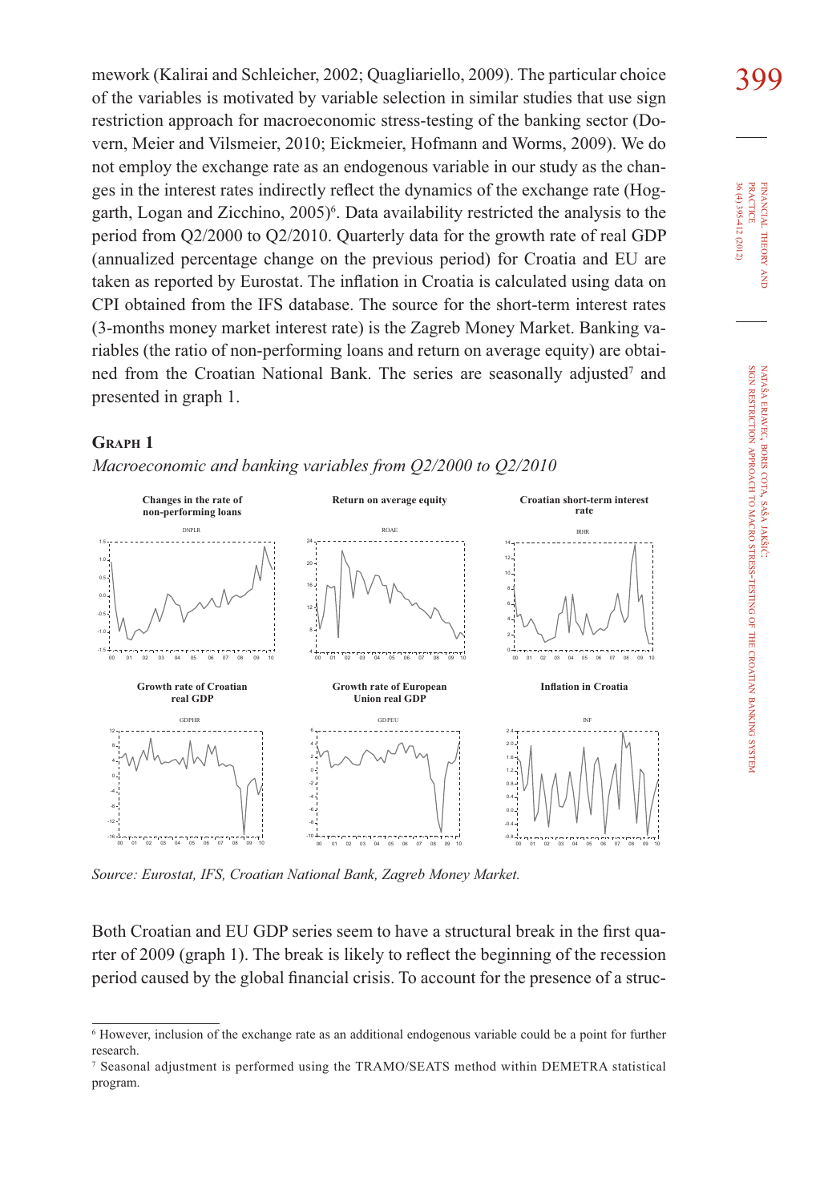mework (Kalirai and Schleicher, 2002; Quagliariello, 2009). The particular choice of the variables is motivated by variable selection in similar studies that use sign restriction approach for macroeconomic stress-testing of the banking sector (Dovern, Meier and Vilsmeier, 2010; Eickmeier, Hofmann and Worms, 2009). We do not employ the exchange rate as an endogenous variable in our study as the changes in the interest rates indirectly reflect the dynamics of the exchange rate (Hoggarth, Logan and Zicchino, 2005)[6]. Data availability restricted the analysis to the period from Q2/2000 to Q2/2010. Quarterly data for the growth rate of real GDP (annualized percentage change on the previous period) for Croatia and EU are taken as reported by Eurostat. The inflation in Croatia is calculated using data on CPI obtained from the IFS database. The source for the short-term interest rates (3-months money market interest rate) is the Zagreb Money Market. Banking variables (the ratio of non-performing loans and return on average equity) are obtained from the Croatian National Bank. The series are seasonally adjusted[7] and presented in graph 1.

### Graph 1

*Macroeconomic and banking variables from Q2/2000 to Q2/2010*

*Source: Eurostat, IFS, Croatian National Bank, Zagreb Money Market.*

Both Croatian and EU GDP series seem to have a structural break in the first quarter of 2009 (graph 1). The break is likely to reflect the beginning of the recession period caused by the global financial crisis. To account for the presence of a struc-

---

[6] However, inclusion of the exchange rate as an additional endogenous variable could be a point for further research.

[7] Seasonal adjustment is performed using the TRAMO/SEATS method within DEMETRA statistical program.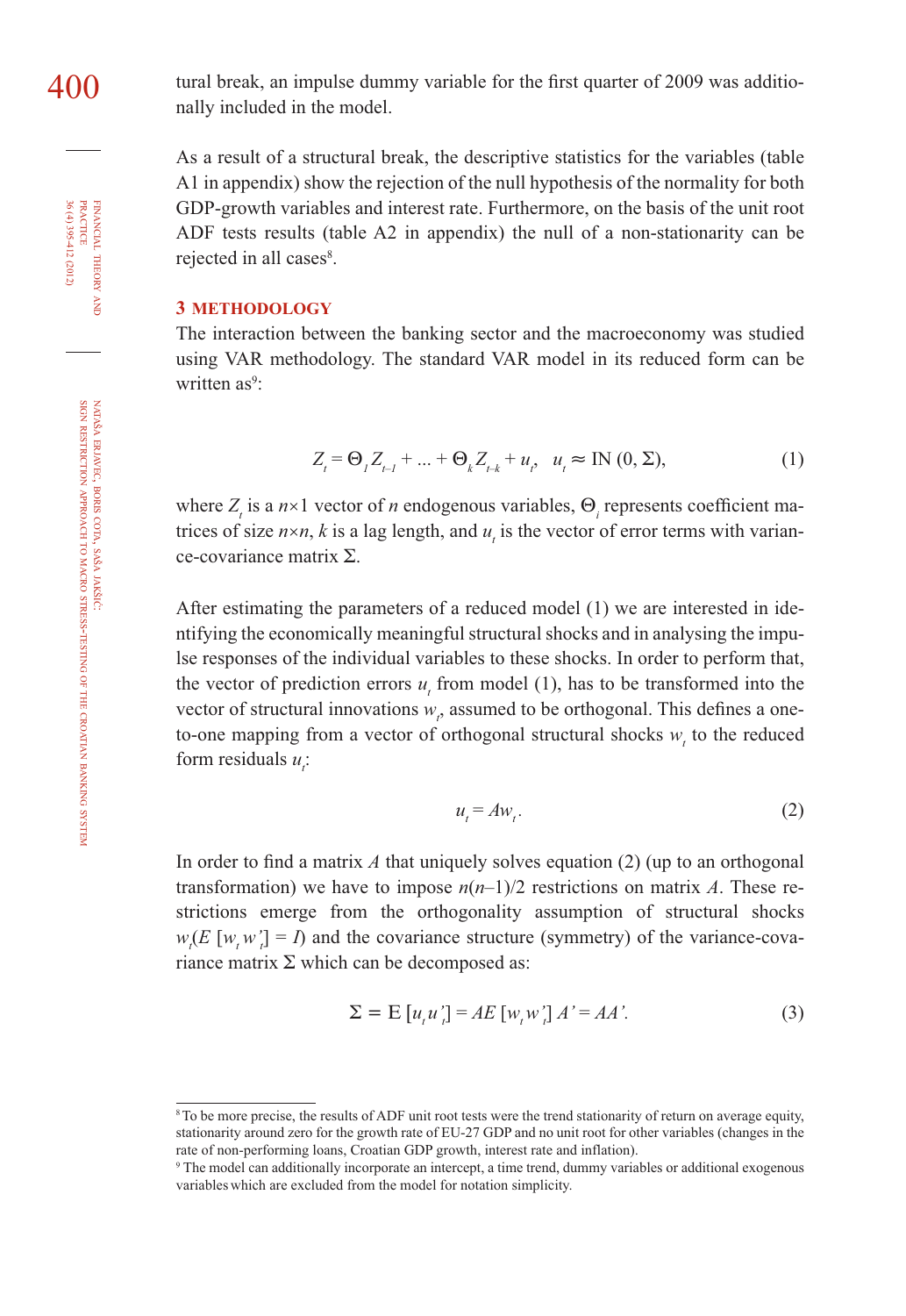tural break, an impulse dummy variable for the first quarter of 2009 was additionally included in the model.

As a result of a structural break, the descriptive statistics for the variables (table A1 in appendix) show the rejection of the null hypothesis of the normality for both GDP-growth variables and interest rate. Furthermore, on the basis of the unit root ADF tests results (table A2 in appendix) the null of a non-stationarity can be rejected in all cases[8].

## 3 METHODOLOGY

The interaction between the banking sector and the macroeconomy was studied using VAR methodology. The standard VAR model in its reduced form can be written as[9]:

$$Z_t = \Theta_1 Z_{t-1} + \ldots + \Theta_k Z_{t-k} + u_t, \quad u_t \approx \text{IN}(0, \Sigma), \tag{1}$$

where $Z_t$ is a $n \times 1$ vector of $n$ endogenous variables, $\Theta_i$ represents coefficient matrices of size $n \times n$, $k$ is a lag length, and $u_t$ is the vector of error terms with variance-covariance matrix $\Sigma$.

After estimating the parameters of a reduced model (1) we are interested in identifying the economically meaningful structural shocks and in analysing the impulse responses of the individual variables to these shocks. In order to perform that, the vector of prediction errors $u_t$ from model (1), has to be transformed into the vector of structural innovations $w_t$, assumed to be orthogonal. This defines a one-to-one mapping from a vector of orthogonal structural shocks $w_t$ to the reduced form residuals $u_t$:

$$u_t = A w_t. \tag{2}$$

In order to find a matrix $A$ that uniquely solves equation (2) (up to an orthogonal transformation) we have to impose $n(n-1)/2$ restrictions on matrix $A$. These restrictions emerge from the orthogonality assumption of structural shocks $w_t(E[w_t w_t'] = I)$ and the covariance structure (symmetry) of the variance-covariance matrix $\Sigma$ which can be decomposed as:

$$\Sigma = \text{E}[u_t u_t'] = AE[w_t w_t'] A' = AA'. \tag{3}$$

---

[8] To be more precise, the results of ADF unit root tests were the trend stationarity of return on average equity, stationarity around zero for the growth rate of EU-27 GDP and no unit root for other variables (changes in the rate of non-performing loans, Croatian GDP growth, interest rate and inflation).

[9] The model can additionally incorporate an intercept, a time trend, dummy variables or additional exogenous variables which are excluded from the model for notation simplicity.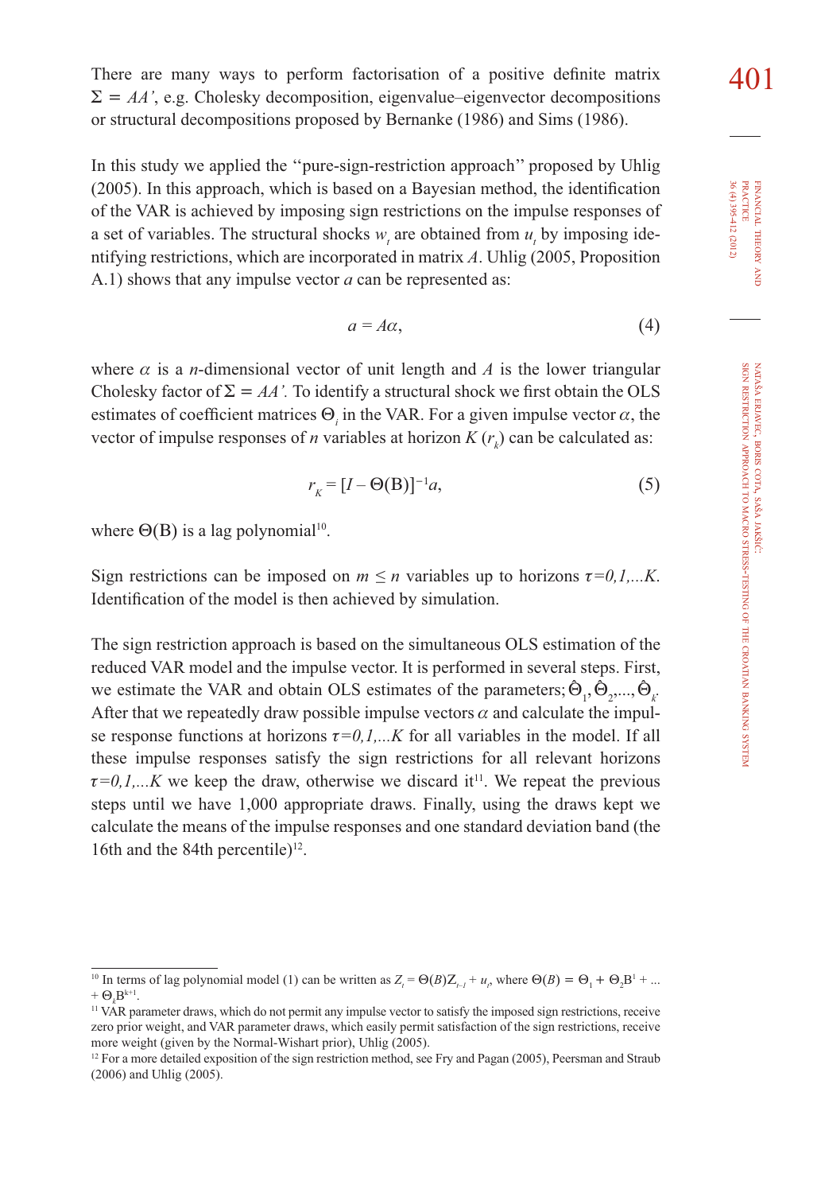There are many ways to perform factorisation of a positive definite matrix $\Sigma = AA'$, e.g. Cholesky decomposition, eigenvalue–eigenvector decompositions or structural decompositions proposed by Bernanke (1986) and Sims (1986).

In this study we applied the "pure-sign-restriction approach" proposed by Uhlig (2005). In this approach, which is based on a Bayesian method, the identification of the VAR is achieved by imposing sign restrictions on the impulse responses of a set of variables. The structural shocks $w_t$ are obtained from $u_t$ by imposing identifying restrictions, which are incorporated in matrix $A$. Uhlig (2005, Proposition A.1) shows that any impulse vector $a$ can be represented as:

$$a = A\alpha, \tag{4}$$

where $\alpha$ is a $n$-dimensional vector of unit length and $A$ is the lower triangular Cholesky factor of $\Sigma = AA'$. To identify a structural shock we first obtain the OLS estimates of coefficient matrices $\Theta_i$ in the VAR. For a given impulse vector $\alpha$, the vector of impulse responses of $n$ variables at horizon $K$ ($r_k$) can be calculated as:

$$r_K = [I - \Theta(\mathrm{B})]^{-1}a, \tag{5}$$

where $\Theta(\mathrm{B})$ is a lag polynomial[10].

Sign restrictions can be imposed on $m \leq n$ variables up to horizons $\tau = 0,1,...K$. Identification of the model is then achieved by simulation.

The sign restriction approach is based on the simultaneous OLS estimation of the reduced VAR model and the impulse vector. It is performed in several steps. First, we estimate the VAR and obtain OLS estimates of the parameters; $\hat{\Theta}_1, \hat{\Theta}_2, ..., \hat{\Theta}_k$. After that we repeatedly draw possible impulse vectors $\alpha$ and calculate the impulse response functions at horizons $\tau = 0,1,...K$ for all variables in the model. If all these impulse responses satisfy the sign restrictions for all relevant horizons $\tau = 0,1,...K$ we keep the draw, otherwise we discard it[11]. We repeat the previous steps until we have 1,000 appropriate draws. Finally, using the draws kept we calculate the means of the impulse responses and one standard deviation band (the 16th and the 84th percentile)[12].

---

[10] In terms of lag polynomial model (1) can be written as $Z_t = \Theta(B)Z_{t-i} + u_t$, where $\Theta(B) = \Theta_1 + \Theta_2 B^1 + ... + \Theta_k B^{k+1}$.

[11] VAR parameter draws, which do not permit any impulse vector to satisfy the imposed sign restrictions, receive zero prior weight, and VAR parameter draws, which easily permit satisfaction of the sign restrictions, receive more weight (given by the Normal-Wishart prior), Uhlig (2005).

[12] For a more detailed exposition of the sign restriction method, see Fry and Pagan (2005), Peersman and Straub (2006) and Uhlig (2005).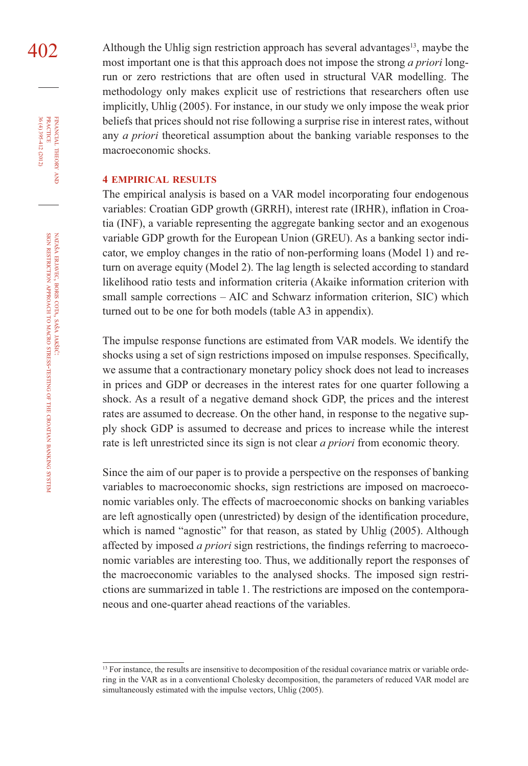Although the Uhlig sign restriction approach has several advantages[13], maybe the most important one is that this approach does not impose the strong *a priori* long-run or zero restrictions that are often used in structural VAR modelling. The methodology only makes explicit use of restrictions that researchers often use implicitly, Uhlig (2005). For instance, in our study we only impose the weak prior beliefs that prices should not rise following a surprise rise in interest rates, without any *a priori* theoretical assumption about the banking variable responses to the macroeconomic shocks.

## 4 EMPIRICAL RESULTS

The empirical analysis is based on a VAR model incorporating four endogenous variables: Croatian GDP growth (GRRH), interest rate (IRHR), inflation in Croatia (INF), a variable representing the aggregate banking sector and an exogenous variable GDP growth for the European Union (GREU). As a banking sector indicator, we employ changes in the ratio of non-performing loans (Model 1) and return on average equity (Model 2). The lag length is selected according to standard likelihood ratio tests and information criteria (Akaike information criterion with small sample corrections – AIC and Schwarz information criterion, SIC) which turned out to be one for both models (table A3 in appendix).

The impulse response functions are estimated from VAR models. We identify the shocks using a set of sign restrictions imposed on impulse responses. Specifically, we assume that a contractionary monetary policy shock does not lead to increases in prices and GDP or decreases in the interest rates for one quarter following a shock. As a result of a negative demand shock GDP, the prices and the interest rates are assumed to decrease. On the other hand, in response to the negative supply shock GDP is assumed to decrease and prices to increase while the interest rate is left unrestricted since its sign is not clear *a priori* from economic theory.

Since the aim of our paper is to provide a perspective on the responses of banking variables to macroeconomic shocks, sign restrictions are imposed on macroeconomic variables only. The effects of macroeconomic shocks on banking variables are left agnostically open (unrestricted) by design of the identification procedure, which is named "agnostic" for that reason, as stated by Uhlig (2005). Although affected by imposed *a priori* sign restrictions, the findings referring to macroeconomic variables are interesting too. Thus, we additionally report the responses of the macroeconomic variables to the analysed shocks. The imposed sign restrictions are summarized in table 1. The restrictions are imposed on the contemporaneous and one-quarter ahead reactions of the variables.

---

[13] For instance, the results are insensitive to decomposition of the residual covariance matrix or variable ordering in the VAR as in a conventional Cholesky decomposition, the parameters of reduced VAR model are simultaneously estimated with the impulse vectors, Uhlig (2005).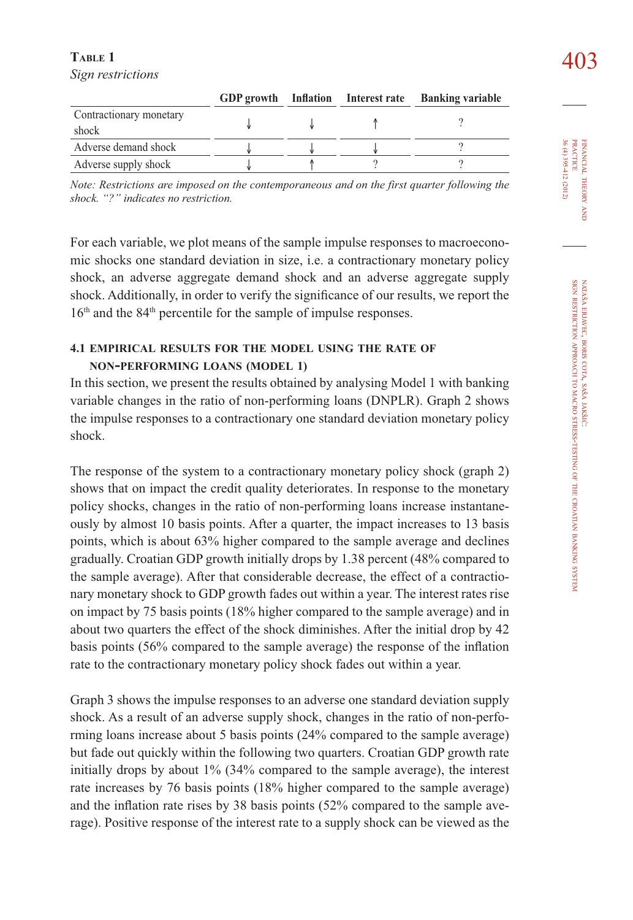**Table 1**
*Sign restrictions*

| | GDP growth | Inflation | Interest rate | Banking variable |
|---|---|---|---|---|
| Contractionary monetary shock | ↓ | ↓ | ↑ | ? |
| Adverse demand shock | ↓ | ↓ | ↓ | ? |
| Adverse supply shock | ↓ | ↑ | ? | ? |

*Note: Restrictions are imposed on the contemporaneous and on the first quarter following the shock. "?" indicates no restriction.*

For each variable, we plot means of the sample impulse responses to macroeconomic shocks one standard deviation in size, i.e. a contractionary monetary policy shock, an adverse aggregate demand shock and an adverse aggregate supply shock. Additionally, in order to verify the significance of our results, we report the 16th and the 84th percentile for the sample of impulse responses.

### 4.1 EMPIRICAL RESULTS FOR THE MODEL USING THE RATE OF NON-PERFORMING LOANS (MODEL 1)

In this section, we present the results obtained by analysing Model 1 with banking variable changes in the ratio of non-performing loans (DNPLR). Graph 2 shows the impulse responses to a contractionary one standard deviation monetary policy shock.

The response of the system to a contractionary monetary policy shock (graph 2) shows that on impact the credit quality deteriorates. In response to the monetary policy shocks, changes in the ratio of non-performing loans increase instantaneously by almost 10 basis points. After a quarter, the impact increases to 13 basis points, which is about 63% higher compared to the sample average and declines gradually. Croatian GDP growth initially drops by 1.38 percent (48% compared to the sample average). After that considerable decrease, the effect of a contractionary monetary shock to GDP growth fades out within a year. The interest rates rise on impact by 75 basis points (18% higher compared to the sample average) and in about two quarters the effect of the shock diminishes. After the initial drop by 42 basis points (56% compared to the sample average) the response of the inflation rate to the contractionary monetary policy shock fades out within a year.

Graph 3 shows the impulse responses to an adverse one standard deviation supply shock. As a result of an adverse supply shock, changes in the ratio of non-performing loans increase about 5 basis points (24% compared to the sample average) but fade out quickly within the following two quarters. Croatian GDP growth rate initially drops by about 1% (34% compared to the sample average), the interest rate increases by 76 basis points (18% higher compared to the sample average) and the inflation rate rises by 38 basis points (52% compared to the sample average). Positive response of the interest rate to a supply shock can be viewed as the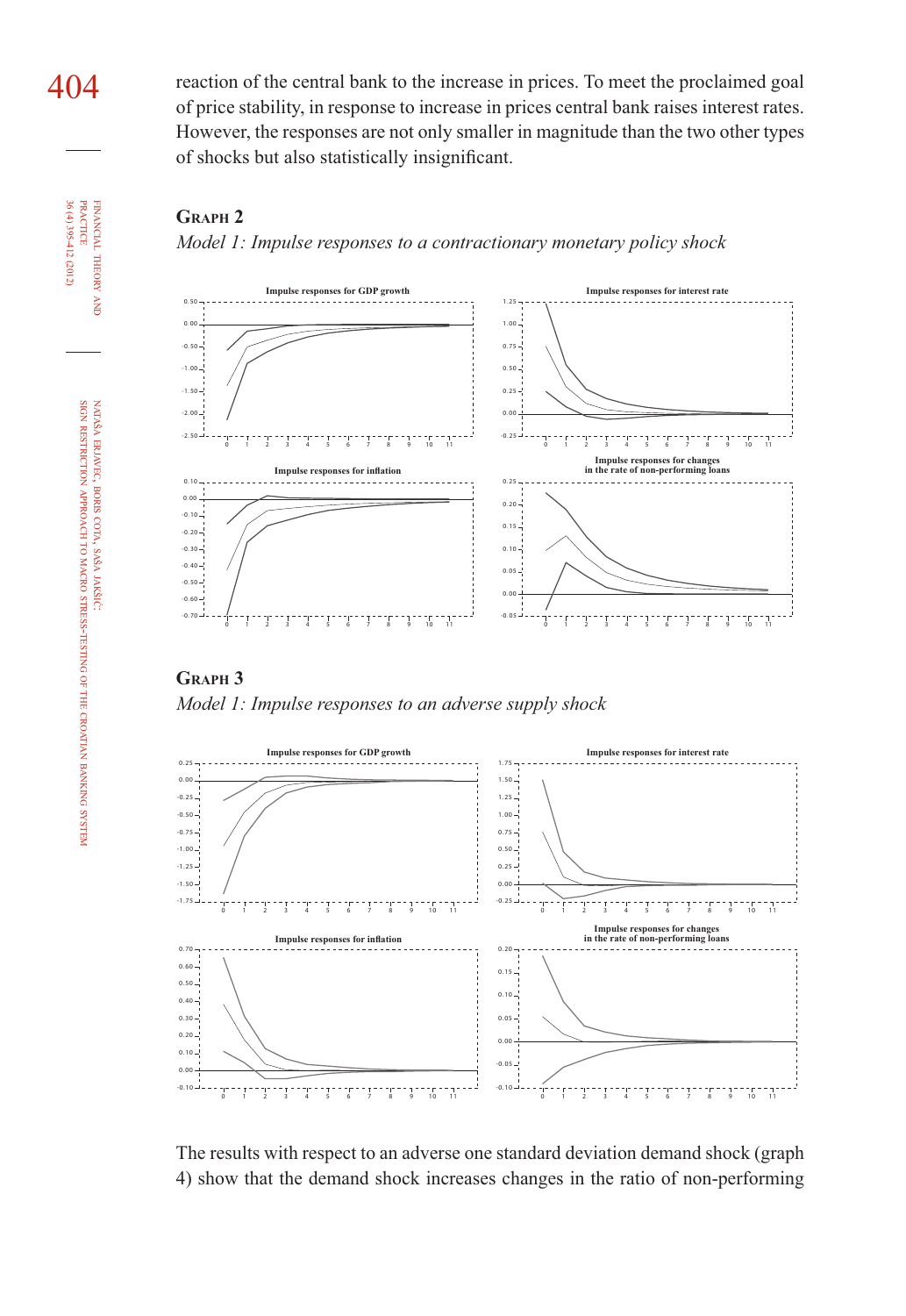reaction of the central bank to the increase in prices. To meet the proclaimed goal of price stability, in response to increase in prices central bank raises interest rates. However, the responses are not only smaller in magnitude than the two other types of shocks but also statistically insignificant.

**Graph 2**

*Model 1: Impulse responses to a contractionary monetary policy shock*

**Graph 3**

*Model 1: Impulse responses to an adverse supply shock*

The results with respect to an adverse one standard deviation demand shock (graph 4) show that the demand shock increases changes in the ratio of non-performing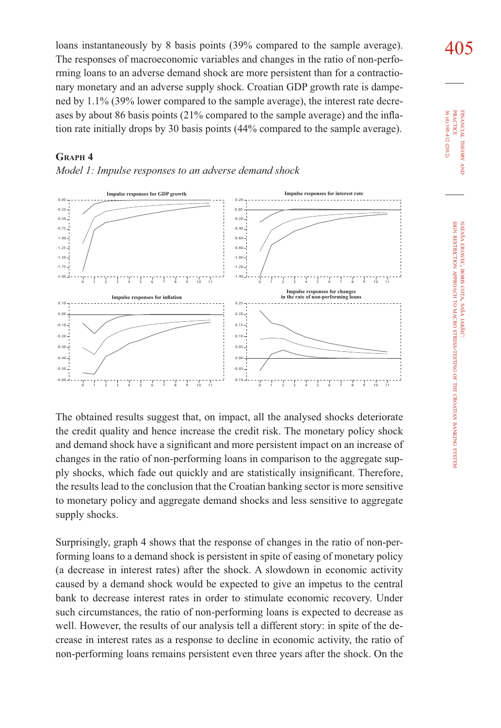loans instantaneously by 8 basis points (39% compared to the sample average). The responses of macroeconomic variables and changes in the ratio of non-performing loans to an adverse demand shock are more persistent than for a contractionary monetary and an adverse supply shock. Croatian GDP growth rate is dampened by 1.1% (39% lower compared to the sample average), the interest rate decreases by about 86 basis points (21% compared to the sample average) and the inflation rate initially drops by 30 basis points (44% compared to the sample average).

**Graph 4**

*Model 1: Impulse responses to an adverse demand shock*

The obtained results suggest that, on impact, all the analysed shocks deteriorate the credit quality and hence increase the credit risk. The monetary policy shock and demand shock have a significant and more persistent impact on an increase of changes in the ratio of non-performing loans in comparison to the aggregate supply shocks, which fade out quickly and are statistically insignificant. Therefore, the results lead to the conclusion that the Croatian banking sector is more sensitive to monetary policy and aggregate demand shocks and less sensitive to aggregate supply shocks.

Surprisingly, graph 4 shows that the response of changes in the ratio of non-performing loans to a demand shock is persistent in spite of easing of monetary policy (a decrease in interest rates) after the shock. A slowdown in economic activity caused by a demand shock would be expected to give an impetus to the central bank to decrease interest rates in order to stimulate economic recovery. Under such circumstances, the ratio of non-performing loans is expected to decrease as well. However, the results of our analysis tell a different story: in spite of the decrease in interest rates as a response to decline in economic activity, the ratio of non-performing loans remains persistent even three years after the shock. On the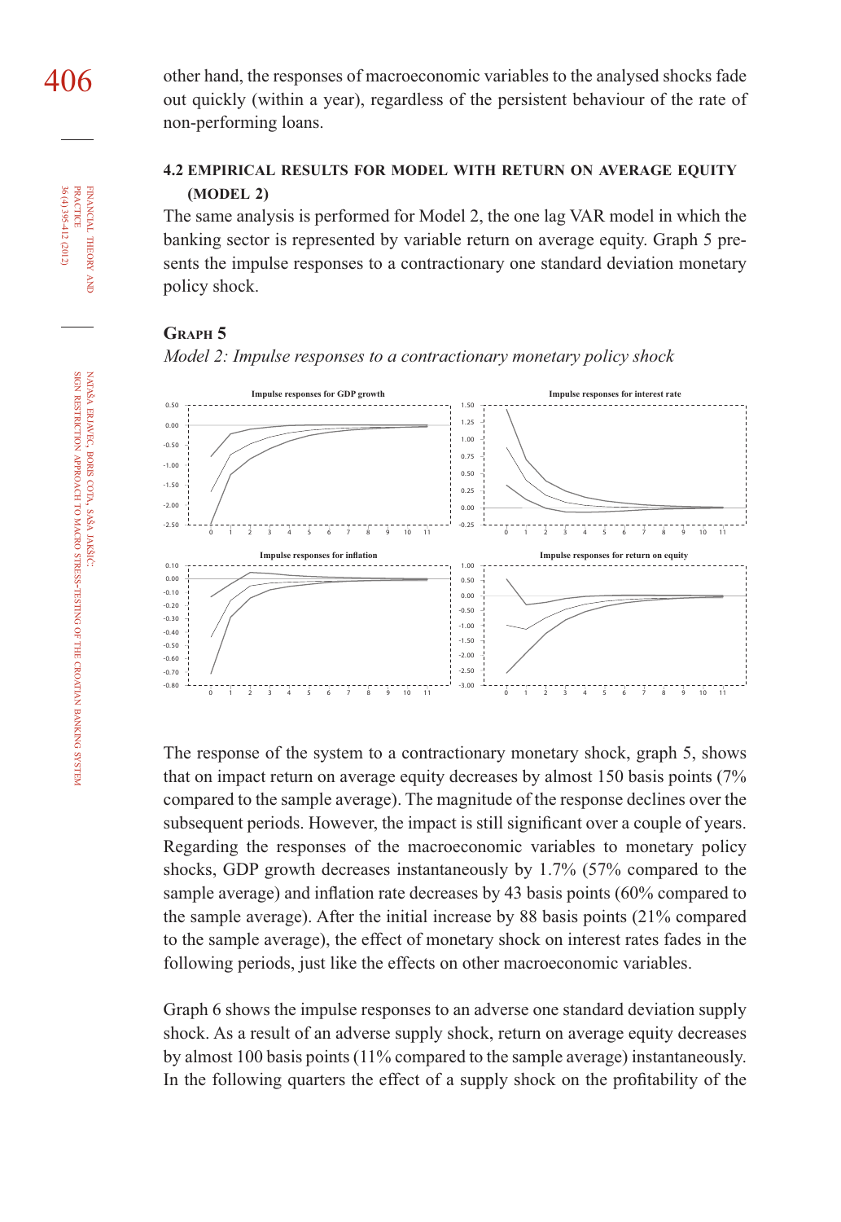other hand, the responses of macroeconomic variables to the analysed shocks fade out quickly (within a year), regardless of the persistent behaviour of the rate of non-performing loans.

### 4.2 EMPIRICAL RESULTS FOR MODEL WITH RETURN ON AVERAGE EQUITY (MODEL 2)

The same analysis is performed for Model 2, the one lag VAR model in which the banking sector is represented by variable return on average equity. Graph 5 presents the impulse responses to a contractionary one standard deviation monetary policy shock.

**Graph 5**

*Model 2: Impulse responses to a contractionary monetary policy shock*

The response of the system to a contractionary monetary shock, graph 5, shows that on impact return on average equity decreases by almost 150 basis points (7% compared to the sample average). The magnitude of the response declines over the subsequent periods. However, the impact is still significant over a couple of years. Regarding the responses of the macroeconomic variables to monetary policy shocks, GDP growth decreases instantaneously by 1.7% (57% compared to the sample average) and inflation rate decreases by 43 basis points (60% compared to the sample average). After the initial increase by 88 basis points (21% compared to the sample average), the effect of monetary shock on interest rates fades in the following periods, just like the effects on other macroeconomic variables.

Graph 6 shows the impulse responses to an adverse one standard deviation supply shock. As a result of an adverse supply shock, return on average equity decreases by almost 100 basis points (11% compared to the sample average) instantaneously. In the following quarters the effect of a supply shock on the profitability of the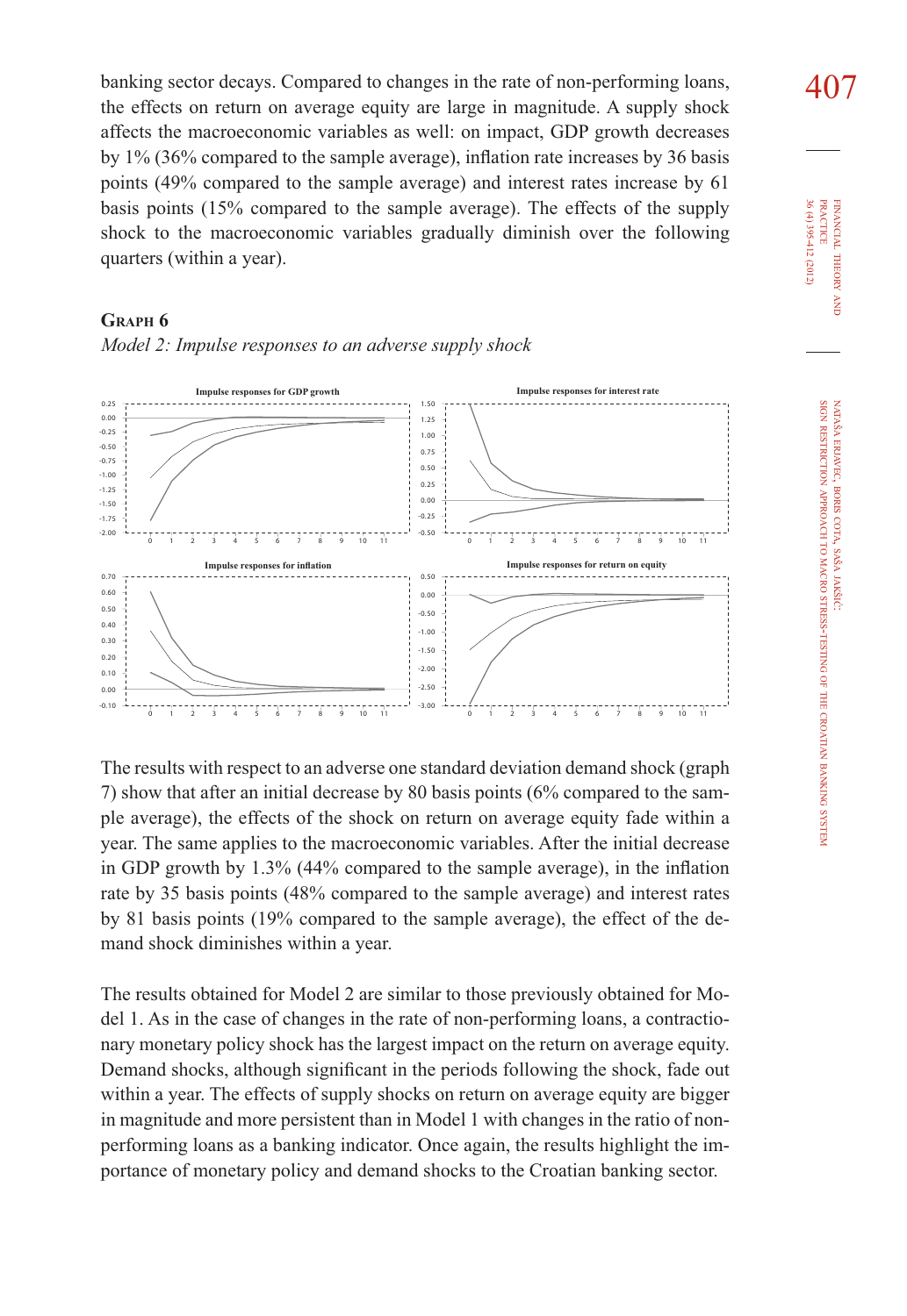banking sector decays. Compared to changes in the rate of non-performing loans, the effects on return on average equity are large in magnitude. A supply shock affects the macroeconomic variables as well: on impact, GDP growth decreases by 1% (36% compared to the sample average), inflation rate increases by 36 basis points (49% compared to the sample average) and interest rates increase by 61 basis points (15% compared to the sample average). The effects of the supply shock to the macroeconomic variables gradually diminish over the following quarters (within a year).

**Graph 6**

*Model 2: Impulse responses to an adverse supply shock*

The results with respect to an adverse one standard deviation demand shock (graph 7) show that after an initial decrease by 80 basis points (6% compared to the sample average), the effects of the shock on return on average equity fade within a year. The same applies to the macroeconomic variables. After the initial decrease in GDP growth by 1.3% (44% compared to the sample average), in the inflation rate by 35 basis points (48% compared to the sample average) and interest rates by 81 basis points (19% compared to the sample average), the effect of the demand shock diminishes within a year.

The results obtained for Model 2 are similar to those previously obtained for Model 1. As in the case of changes in the rate of non-performing loans, a contractionary monetary policy shock has the largest impact on the return on average equity. Demand shocks, although significant in the periods following the shock, fade out within a year. The effects of supply shocks on return on average equity are bigger in magnitude and more persistent than in Model 1 with changes in the ratio of non-performing loans as a banking indicator. Once again, the results highlight the importance of monetary policy and demand shocks to the Croatian banking sector.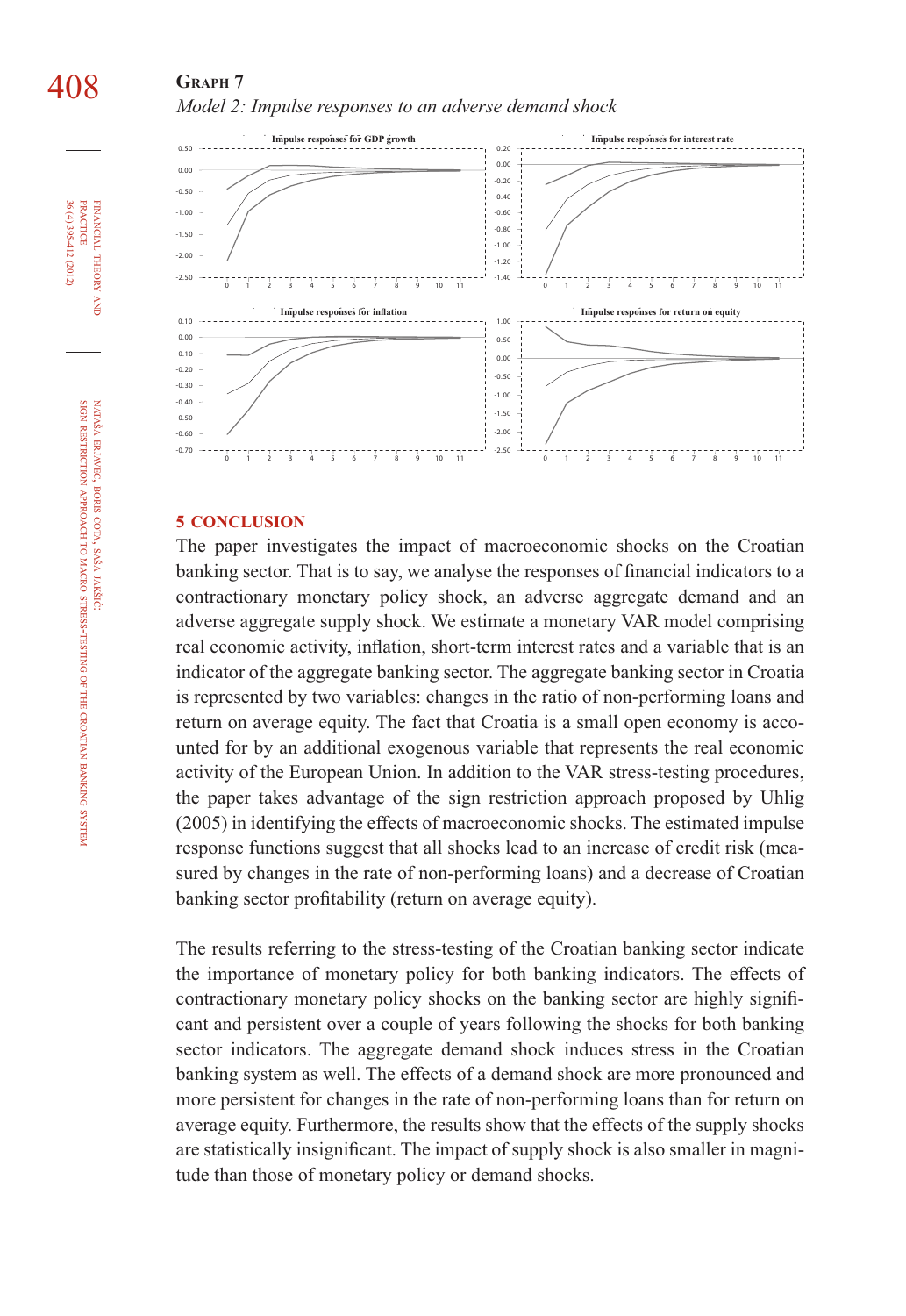**Graph 7**

*Model 2: Impulse responses to an adverse demand shock*

Impulse responses for GDP growth

Impulse responses for interest rate

Impulse responses for inflation

Impulse responses for return on equity

## 5 CONCLUSION

The paper investigates the impact of macroeconomic shocks on the Croatian banking sector. That is to say, we analyse the responses of financial indicators to a contractionary monetary policy shock, an adverse aggregate demand and an adverse aggregate supply shock. We estimate a monetary VAR model comprising real economic activity, inflation, short-term interest rates and a variable that is an indicator of the aggregate banking sector. The aggregate banking sector in Croatia is represented by two variables: changes in the ratio of non-performing loans and return on average equity. The fact that Croatia is a small open economy is accounted for by an additional exogenous variable that represents the real economic activity of the European Union. In addition to the VAR stress-testing procedures, the paper takes advantage of the sign restriction approach proposed by Uhlig (2005) in identifying the effects of macroeconomic shocks. The estimated impulse response functions suggest that all shocks lead to an increase of credit risk (measured by changes in the rate of non-performing loans) and a decrease of Croatian banking sector profitability (return on average equity).

The results referring to the stress-testing of the Croatian banking sector indicate the importance of monetary policy for both banking indicators. The effects of contractionary monetary policy shocks on the banking sector are highly significant and persistent over a couple of years following the shocks for both banking sector indicators. The aggregate demand shock induces stress in the Croatian banking system as well. The effects of a demand shock are more pronounced and more persistent for changes in the rate of non-performing loans than for return on average equity. Furthermore, the results show that the effects of the supply shocks are statistically insignificant. The impact of supply shock is also smaller in magnitude than those of monetary policy or demand shocks.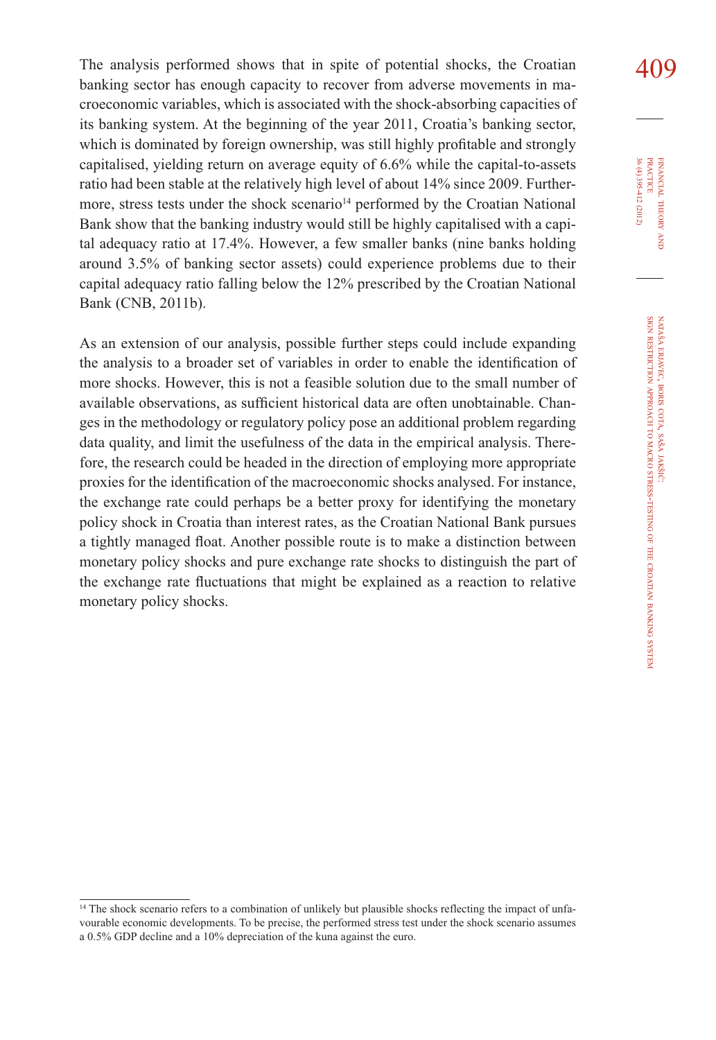The analysis performed shows that in spite of potential shocks, the Croatian banking sector has enough capacity to recover from adverse movements in macroeconomic variables, which is associated with the shock-absorbing capacities of its banking system. At the beginning of the year 2011, Croatia's banking sector, which is dominated by foreign ownership, was still highly profitable and strongly capitalised, yielding return on average equity of 6.6% while the capital-to-assets ratio had been stable at the relatively high level of about 14% since 2009. Furthermore, stress tests under the shock scenario[14] performed by the Croatian National Bank show that the banking industry would still be highly capitalised with a capital adequacy ratio at 17.4%. However, a few smaller banks (nine banks holding around 3.5% of banking sector assets) could experience problems due to their capital adequacy ratio falling below the 12% prescribed by the Croatian National Bank (CNB, 2011b).

As an extension of our analysis, possible further steps could include expanding the analysis to a broader set of variables in order to enable the identification of more shocks. However, this is not a feasible solution due to the small number of available observations, as sufficient historical data are often unobtainable. Changes in the methodology or regulatory policy pose an additional problem regarding data quality, and limit the usefulness of the data in the empirical analysis. Therefore, the research could be headed in the direction of employing more appropriate proxies for the identification of the macroeconomic shocks analysed. For instance, the exchange rate could perhaps be a better proxy for identifying the monetary policy shock in Croatia than interest rates, as the Croatian National Bank pursues a tightly managed float. Another possible route is to make a distinction between monetary policy shocks and pure exchange rate shocks to distinguish the part of the exchange rate fluctuations that might be explained as a reaction to relative monetary policy shocks.

[14] The shock scenario refers to a combination of unlikely but plausible shocks reflecting the impact of unfavourable economic developments. To be precise, the performed stress test under the shock scenario assumes a 0.5% GDP decline and a 10% depreciation of the kuna against the euro.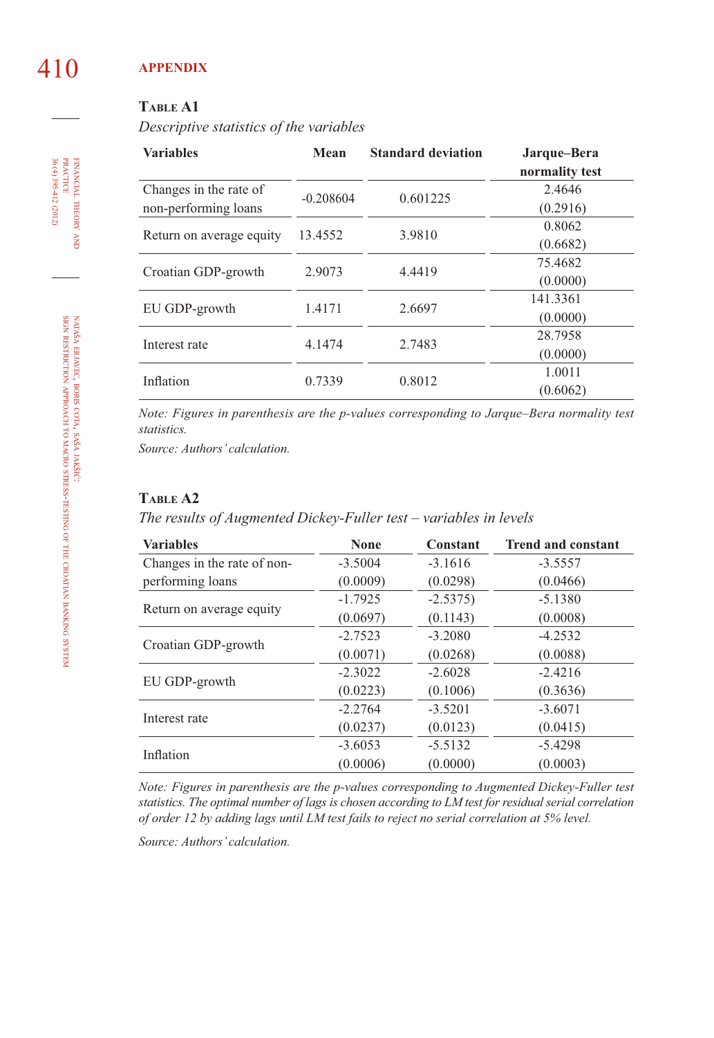## APPENDIX

**Table A1**

*Descriptive statistics of the variables*

| Variables | Mean | Standard deviation | Jarque–Bera normality test |
|---|---|---|---|
| Changes in the rate of non-performing loans | -0.208604 | 0.601225 | 2.4646 (0.2916) |
| Return on average equity | 13.4552 | 3.9810 | 0.8062 (0.6682) |
| Croatian GDP-growth | 2.9073 | 4.4419 | 75.4682 (0.0000) |
| EU GDP-growth | 1.4171 | 2.6697 | 141.3361 (0.0000) |
| Interest rate | 4.1474 | 2.7483 | 28.7958 (0.0000) |
| Inflation | 0.7339 | 0.8012 | 1.0011 (0.6062) |

*Note: Figures in parenthesis are the p-values corresponding to Jarque–Bera normality test statistics.*

*Source: Authors' calculation.*

**Table A2**

*The results of Augmented Dickey-Fuller test – variables in levels*

| Variables | None | Constant | Trend and constant |
|---|---|---|---|
| Changes in the rate of non-performing loans | -3.5004 (0.0009) | -3.1616 (0.0298) | -3.5557 (0.0466) |
| Return on average equity | -1.7925 (0.0697) | -2.5375) (0.1143) | -5.1380 (0.0008) |
| Croatian GDP-growth | -2.7523 (0.0071) | -3.2080 (0.0268) | -4.2532 (0.0088) |
| EU GDP-growth | -2.3022 (0.0223) | -2.6028 (0.1006) | -2.4216 (0.3636) |
| Interest rate | -2.2764 (0.0237) | -3.5201 (0.0123) | -3.6071 (0.0415) |
| Inflation | -3.6053 (0.0006) | -5.5132 (0.0000) | -5.4298 (0.0003) |

*Note: Figures in parenthesis are the p-values corresponding to Augmented Dickey-Fuller test statistics. The optimal number of lags is chosen according to LM test for residual serial correlation of order 12 by adding lags until LM test fails to reject no serial correlation at 5% level.*

*Source: Authors' calculation.*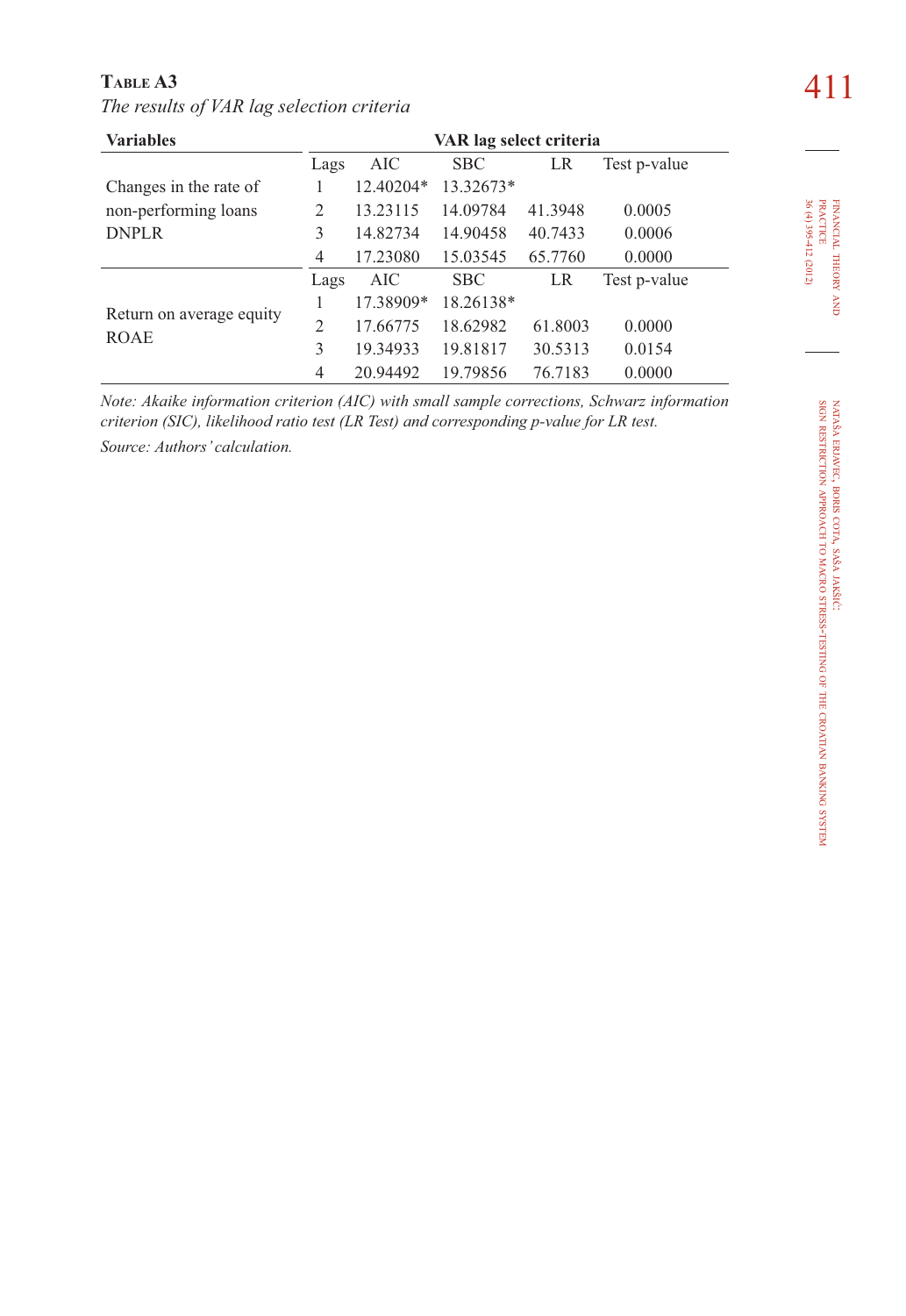**Table A3**

*The results of VAR lag selection criteria*

| Variables | VAR lag select criteria | | | | |
|---|---|---|---|---|---|
| | Lags | AIC | SBC | LR | Test p-value |
| Changes in the rate of non-performing loans DNPLR | 1 | 12.40204* | 13.32673* | | |
| | 2 | 13.23115 | 14.09784 | 41.3948 | 0.0005 |
| | 3 | 14.82734 | 14.90458 | 40.7433 | 0.0006 |
| | 4 | 17.23080 | 15.03545 | 65.7760 | 0.0000 |
| | Lags | AIC | SBC | LR | Test p-value |
| Return on average equity ROAE | 1 | 17.38909* | 18.26138* | | |
| | 2 | 17.66775 | 18.62982 | 61.8003 | 0.0000 |
| | 3 | 19.34933 | 19.81817 | 30.5313 | 0.0154 |
| | 4 | 20.94492 | 19.79856 | 76.7183 | 0.0000 |

*Note: Akaike information criterion (AIC) with small sample corrections, Schwarz information criterion (SIC), likelihood ratio test (LR Test) and corresponding p-value for LR test.*

*Source: Authors' calculation.*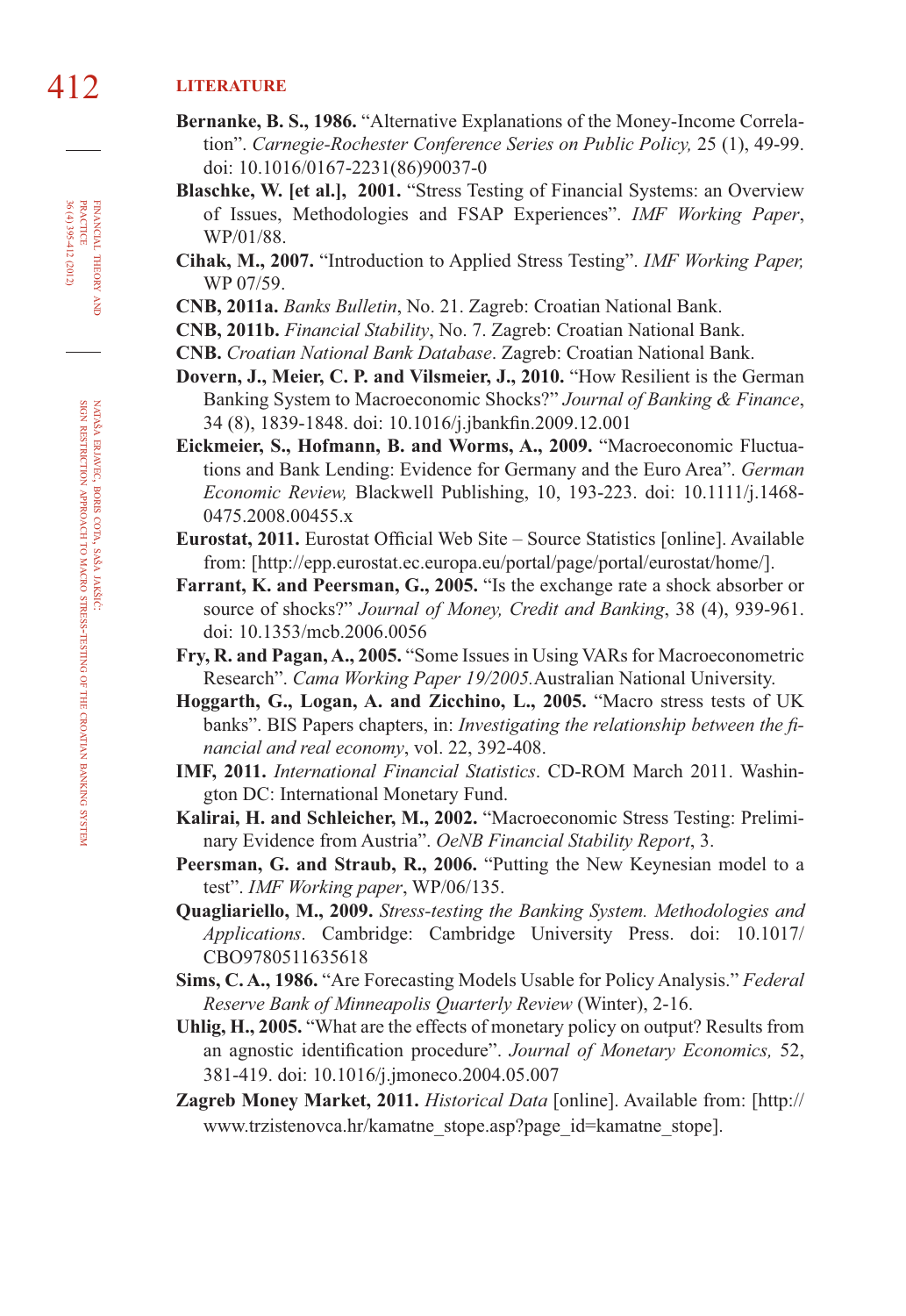## LITERATURE

**Bernanke, B. S., 1986.** "Alternative Explanations of the Money-Income Correlation". *Carnegie-Rochester Conference Series on Public Policy,* 25 (1), 49-99. doi: 10.1016/0167-2231(86)90037-0

**Blaschke, W. [et al.], 2001.** "Stress Testing of Financial Systems: an Overview of Issues, Methodologies and FSAP Experiences". *IMF Working Paper*, WP/01/88.

**Cihak, M., 2007.** "Introduction to Applied Stress Testing". *IMF Working Paper,* WP 07/59.

**CNB, 2011a.** *Banks Bulletin*, No. 21. Zagreb: Croatian National Bank.

**CNB, 2011b.** *Financial Stability*, No. 7. Zagreb: Croatian National Bank.

**CNB.** *Croatian National Bank Database*. Zagreb: Croatian National Bank.

**Dovern, J., Meier, C. P. and Vilsmeier, J., 2010.** "How Resilient is the German Banking System to Macroeconomic Shocks?" *Journal of Banking & Finance*, 34 (8), 1839-1848. doi: 10.1016/j.jbankfin.2009.12.001

**Eickmeier, S., Hofmann, B. and Worms, A., 2009.** "Macroeconomic Fluctuations and Bank Lending: Evidence for Germany and the Euro Area". *German Economic Review,* Blackwell Publishing, 10, 193-223. doi: 10.1111/j.1468-0475.2008.00455.x

**Eurostat, 2011.** Eurostat Official Web Site – Source Statistics [online]. Available from: [http://epp.eurostat.ec.europa.eu/portal/page/portal/eurostat/home/].

**Farrant, K. and Peersman, G., 2005.** "Is the exchange rate a shock absorber or source of shocks?" *Journal of Money, Credit and Banking*, 38 (4), 939-961. doi: 10.1353/mcb.2006.0056

**Fry, R. and Pagan, A., 2005.** "Some Issues in Using VARs for Macroeconometric Research". *Cama Working Paper 19/2005.* Australian National University.

**Hoggarth, G., Logan, A. and Zicchino, L., 2005.** "Macro stress tests of UK banks". BIS Papers chapters, in: *Investigating the relationship between the financial and real economy*, vol. 22, 392-408.

**IMF, 2011.** *International Financial Statistics*. CD-ROM March 2011. Washington DC: International Monetary Fund.

**Kalirai, H. and Schleicher, M., 2002.** "Macroeconomic Stress Testing: Preliminary Evidence from Austria". *OeNB Financial Stability Report*, 3.

**Peersman, G. and Straub, R., 2006.** "Putting the New Keynesian model to a test". *IMF Working paper*, WP/06/135.

**Quagliariello, M., 2009.** *Stress-testing the Banking System. Methodologies and Applications*. Cambridge: Cambridge University Press. doi: 10.1017/CBO9780511635618

**Sims, C. A., 1986.** "Are Forecasting Models Usable for Policy Analysis." *Federal Reserve Bank of Minneapolis Quarterly Review* (Winter), 2-16.

**Uhlig, H., 2005.** "What are the effects of monetary policy on output? Results from an agnostic identification procedure". *Journal of Monetary Economics,* 52, 381-419. doi: 10.1016/j.jmoneco.2004.05.007

**Zagreb Money Market, 2011.** *Historical Data* [online]. Available from: [http://www.trzistenovca.hr/kamatne_stope.asp?page_id=kamatne_stope].